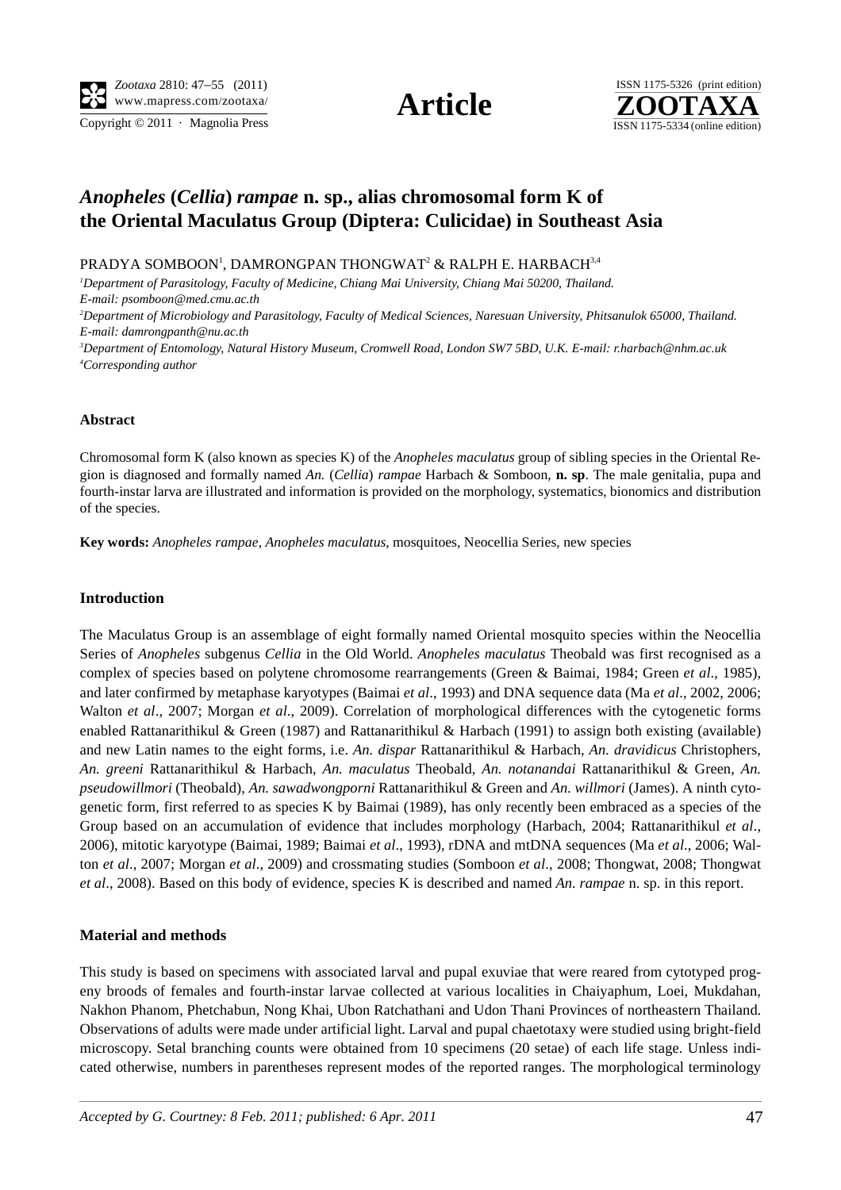# *Anopheles* (*Cellia*) *rampae* n. sp., alias chromosomal form K of the Oriental Maculatus Group (Diptera: Culicidae) in Southeast Asia

PRADYA SOMBOON[1], DAMRONGPAN THONGWAT[2] & RALPH E. HARBACH[3,4]

[1]*Department of Parasitology, Faculty of Medicine, Chiang Mai University, Chiang Mai 50200, Thailand. E-mail: psomboon@med.cmu.ac.th*

[2]*Department of Microbiology and Parasitology, Faculty of Medical Sciences, Naresuan University, Phitsanulok 65000, Thailand. E-mail: damrongpanth@nu.ac.th*

[3]*Department of Entomology, Natural History Museum, Cromwell Road, London SW7 5BD, U.K. E-mail: r.harbach@nhm.ac.uk*

[4]*Corresponding author*

### Abstract

Chromosomal form K (also known as species K) of the *Anopheles maculatus* group of sibling species in the Oriental Region is diagnosed and formally named *An.* (*Cellia*) *rampae* Harbach & Somboon, **n. sp**. The male genitalia, pupa and fourth-instar larva are illustrated and information is provided on the morphology, systematics, bionomics and distribution of the species.

**Key words:** *Anopheles rampae*, *Anopheles maculatus*, mosquitoes, Neocellia Series, new species

### Introduction

The Maculatus Group is an assemblage of eight formally named Oriental mosquito species within the Neocellia Series of *Anopheles* subgenus *Cellia* in the Old World. *Anopheles maculatus* Theobald was first recognised as a complex of species based on polytene chromosome rearrangements (Green & Baimai, 1984; Green *et al*., 1985), and later confirmed by metaphase karyotypes (Baimai *et al*., 1993) and DNA sequence data (Ma *et al*., 2002, 2006; Walton *et al*., 2007; Morgan *et al*., 2009). Correlation of morphological differences with the cytogenetic forms enabled Rattanarithikul & Green (1987) and Rattanarithikul & Harbach (1991) to assign both existing (available) and new Latin names to the eight forms, i.e. *An. dispar* Rattanarithikul & Harbach, *An. dravidicus* Christophers, *An. greeni* Rattanarithikul & Harbach, *An. maculatus* Theobald, *An. notanandai* Rattanarithikul & Green, *An. pseudowillmori* (Theobald), *An. sawadwongporni* Rattanarithikul & Green and *An. willmori* (James). A ninth cytogenetic form, first referred to as species K by Baimai (1989), has only recently been embraced as a species of the Group based on an accumulation of evidence that includes morphology (Harbach, 2004; Rattanarithikul *et al*., 2006), mitotic karyotype (Baimai, 1989; Baimai *et al*., 1993), rDNA and mtDNA sequences (Ma *et al*., 2006; Walton *et al*., 2007; Morgan *et al*., 2009) and crossmating studies (Somboon *et al*., 2008; Thongwat, 2008; Thongwat *et al*., 2008). Based on this body of evidence, species K is described and named *An. rampae* n. sp. in this report.

### Material and methods

This study is based on specimens with associated larval and pupal exuviae that were reared from cytotyped progeny broods of females and fourth-instar larvae collected at various localities in Chaiyaphum, Loei, Mukdahan, Nakhon Phanom, Phetchabun, Nong Khai, Ubon Ratchathani and Udon Thani Provinces of northeastern Thailand. Observations of adults were made under artificial light. Larval and pupal chaetotaxy were studied using bright-field microscopy. Setal branching counts were obtained from 10 specimens (20 setae) of each life stage. Unless indicated otherwise, numbers in parentheses represent modes of the reported ranges. The morphological terminology

*Accepted by G. Courtney: 8 Feb. 2011; published: 6 Apr. 2011*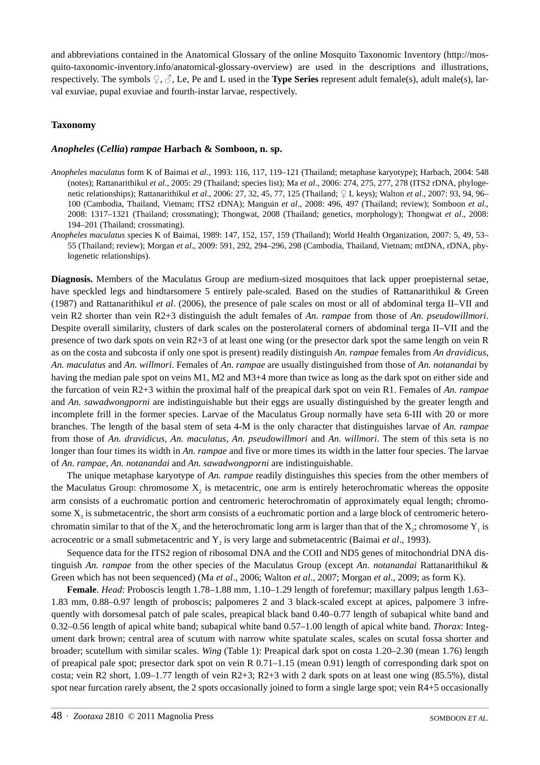and abbreviations contained in the Anatomical Glossary of the online Mosquito Taxonomic Inventory (http://mosquito-taxonomic-inventory.info/anatomical-glossary-overview) are used in the descriptions and illustrations, respectively. The symbols ♀, ♂, Le, Pe and L used in the **Type Series** represent adult female(s), adult male(s), larval exuviae, pupal exuviae and fourth-instar larvae, respectively.

## Taxonomy

### *Anopheles* (*Cellia*) *rampae* Harbach & Somboon, n. sp.

*Anopheles maculatus* form K of Baimai *et al*., 1993: 116, 117, 119–121 (Thailand; metaphase karyotype); Harbach, 2004: 548 (notes); Rattanarithikul *et al*., 2005: 29 (Thailand; species list); Ma *et al*., 2006: 274, 275, 277, 278 (ITS2 rDNA, phylogenetic relationships); Rattanarithikul *et al*., 2006: 27, 32, 45, 77, 125 (Thailand; ♀ L keys); Walton *et al*., 2007: 93, 94, 96–100 (Cambodia, Thailand, Vietnam; ITS2 rDNA); Manguin *et al*., 2008: 496, 497 (Thailand; review); Somboon *et al*., 2008: 1317–1321 (Thailand; crossmating); Thongwat, 2008 (Thailand; genetics, morphology); Thongwat *et al*., 2008: 194–201 (Thailand; crossmating).

*Anopheles maculatus* species K of Baimai, 1989: 147, 152, 157, 159 (Thailand); World Health Organization, 2007: 5, 49, 53–55 (Thailand; review); Morgan *et al*., 2009: 591, 292, 294–296, 298 (Cambodia, Thailand, Vietnam; mtDNA, rDNA, phylogenetic relationships).

**Diagnosis.** Members of the Maculatus Group are medium-sized mosquitoes that lack upper proepisternal setae, have speckled legs and hindtarsomere 5 entirely pale-scaled. Based on the studies of Rattanarithikul & Green (1987) and Rattanarithikul *et al*. (2006), the presence of pale scales on most or all of abdominal terga II–VII and vein R2 shorter than vein R2+3 distinguish the adult females of *An. rampae* from those of *An. pseudowillmori*. Despite overall similarity, clusters of dark scales on the posterolateral corners of abdominal terga II–VII and the presence of two dark spots on vein R2+3 of at least one wing (or the presector dark spot the same length on vein R as on the costa and subcosta if only one spot is present) readily distinguish *An. rampae* females from *An dravidicus*, *An. maculatus* and *An. willmori*. Females of *An. rampae* are usually distinguished from those of *An. notanandai* by having the median pale spot on veins M1, M2 and M3+4 more than twice as long as the dark spot on either side and the furcation of vein R2+3 within the proximal half of the preapical dark spot on vein R1. Females of *An. rampae* and *An. sawadwongporni* are indistinguishable but their eggs are usually distinguished by the greater length and incomplete frill in the former species. Larvae of the Maculatus Group normally have seta 6-III with 20 or more branches. The length of the basal stem of seta 4-M is the only character that distinguishes larvae of *An. rampae* from those of *An. dravidicus*, *An. maculatus*, *An. pseudowillmori* and *An. willmori*. The stem of this seta is no longer than four times its width in *An. rampae* and five or more times its width in the latter four species. The larvae of *An. rampae*, *An. notanandai* and *An. sawadwongporni* are indistinguishable.

The unique metaphase karyotype of *An. rampae* readily distinguishes this species from the other members of the Maculatus Group: chromosome $X_2$ is metacentric, one arm is entirely heterochromatic whereas the opposite arm consists of a euchromatic portion and centromeric heterochromatin of approximately equal length; chromosome $X_3$ is submetacentric, the short arm consists of a euchromatic portion and a large block of centromeric heterochromatin similar to that of the $X_2$ and the heterochromatic long arm is larger than that of the $X_2$; chromosome $Y_1$ is acrocentric or a small submetacentric and $Y_2$ is very large and submetacentric (Baimai *et al*., 1993).

Sequence data for the ITS2 region of ribosomal DNA and the COII and ND5 genes of mitochondrial DNA distinguish *An. rampae* from the other species of the Maculatus Group (except *An. notanandai* Rattanarithikul & Green which has not been sequenced) (Ma *et al*., 2006; Walton *et al*., 2007; Morgan *et al*., 2009; as form K).

**Female**. *Head*: Proboscis length 1.78–1.88 mm, 1.10–1.29 length of forefemur; maxillary palpus length 1.63–1.83 mm, 0.88–0.97 length of proboscis; palpomeres 2 and 3 black-scaled except at apices, palpomere 3 infrequently with dorsomesal patch of pale scales, preapical black band 0.40–0.77 length of subapical white band and 0.32–0.56 length of apical white band; subapical white band 0.57–1.00 length of apical white band. *Thorax*: Integument dark brown; central area of scutum with narrow white spatulate scales, scales on scutal fossa shorter and broader; scutellum with similar scales. *Wing* (Table 1): Preapical dark spot on costa 1.20–2.30 (mean 1.76) length of preapical pale spot; presector dark spot on vein R 0.71–1.15 (mean 0.91) length of corresponding dark spot on costa; vein R2 short, 1.09–1.77 length of vein R2+3; R2+3 with 2 dark spots on at least one wing (85.5%), distal spot near furcation rarely absent, the 2 spots occasionally joined to form a single large spot; vein R4+5 occasionally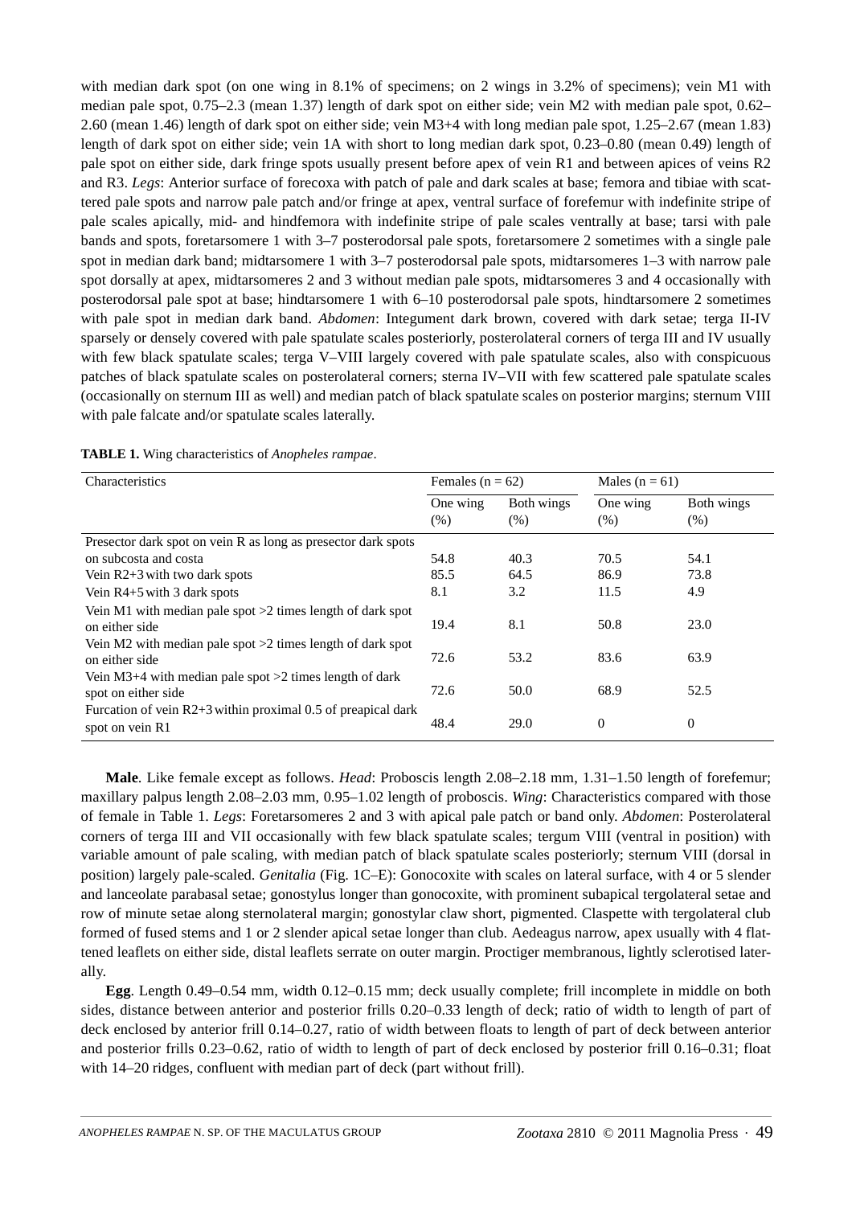with median dark spot (on one wing in 8.1% of specimens; on 2 wings in 3.2% of specimens); vein M1 with median pale spot, 0.75–2.3 (mean 1.37) length of dark spot on either side; vein M2 with median pale spot, 0.62–2.60 (mean 1.46) length of dark spot on either side; vein M3+4 with long median pale spot, 1.25–2.67 (mean 1.83) length of dark spot on either side; vein 1A with short to long median dark spot, 0.23–0.80 (mean 0.49) length of pale spot on either side, dark fringe spots usually present before apex of vein R1 and between apices of veins R2 and R3. *Legs*: Anterior surface of forecoxa with patch of pale and dark scales at base; femora and tibiae with scattered pale spots and narrow pale patch and/or fringe at apex, ventral surface of forefemur with indefinite stripe of pale scales apically, mid- and hindfemora with indefinite stripe of pale scales ventrally at base; tarsi with pale bands and spots, foretarsomere 1 with 3–7 posterodorsal pale spots, foretarsomere 2 sometimes with a single pale spot in median dark band; midtarsomere 1 with 3–7 posterodorsal pale spots, midtarsomeres 1–3 with narrow pale spot dorsally at apex, midtarsomeres 2 and 3 without median pale spots, midtarsomeres 3 and 4 occasionally with posterodorsal pale spot at base; hindtarsomere 1 with 6–10 posterodorsal pale spots, hindtarsomere 2 sometimes with pale spot in median dark band. *Abdomen*: Integument dark brown, covered with dark setae; terga II-IV sparsely or densely covered with pale spatulate scales posteriorly, posterolateral corners of terga III and IV usually with few black spatulate scales; terga V–VIII largely covered with pale spatulate scales, also with conspicuous patches of black spatulate scales on posterolateral corners; sterna IV–VII with few scattered pale spatulate scales (occasionally on sternum III as well) and median patch of black spatulate scales on posterior margins; sternum VIII with pale falcate and/or spatulate scales laterally.

**TABLE 1.** Wing characteristics of *Anopheles rampae*.

| Characteristics | Females (n = 62) | | Males (n = 61) | |
|---|---|---|---|---|
| | One wing (%) | Both wings (%) | One wing (%) | Both wings (%) |
| Presector dark spot on vein R as long as presector dark spots on subcosta and costa | 54.8 | 40.3 | 70.5 | 54.1 |
| Vein R2+3 with two dark spots | 85.5 | 64.5 | 86.9 | 73.8 |
| Vein R4+5 with 3 dark spots | 8.1 | 3.2 | 11.5 | 4.9 |
| Vein M1 with median pale spot >2 times length of dark spot on either side | 19.4 | 8.1 | 50.8 | 23.0 |
| Vein M2 with median pale spot >2 times length of dark spot on either side | 72.6 | 53.2 | 83.6 | 63.9 |
| Vein M3+4 with median pale spot >2 times length of dark spot on either side | 72.6 | 50.0 | 68.9 | 52.5 |
| Furcation of vein R2+3 within proximal 0.5 of preapical dark spot on vein R1 | 48.4 | 29.0 | 0 | 0 |

**Male**. Like female except as follows. *Head*: Proboscis length 2.08–2.18 mm, 1.31–1.50 length of forefemur; maxillary palpus length 2.08–2.03 mm, 0.95–1.02 length of proboscis. *Wing*: Characteristics compared with those of female in Table 1. *Legs*: Foretarsomeres 2 and 3 with apical pale patch or band only. *Abdomen*: Posterolateral corners of terga III and VII occasionally with few black spatulate scales; tergum VIII (ventral in position) with variable amount of pale scaling, with median patch of black spatulate scales posteriorly; sternum VIII (dorsal in position) largely pale-scaled. *Genitalia* (Fig. 1C–E): Gonocoxite with scales on lateral surface, with 4 or 5 slender and lanceolate parabasal setae; gonostylus longer than gonocoxite, with prominent subapical tergolateral setae and row of minute setae along sternolateral margin; gonostylar claw short, pigmented. Claspette with tergolateral club formed of fused stems and 1 or 2 slender apical setae longer than club. Aedeagus narrow, apex usually with 4 flattened leaflets on either side, distal leaflets serrate on outer margin. Proctiger membranous, lightly sclerotised laterally.

**Egg**. Length 0.49–0.54 mm, width 0.12–0.15 mm; deck usually complete; frill incomplete in middle on both sides, distance between anterior and posterior frills 0.20–0.33 length of deck; ratio of width to length of part of deck enclosed by anterior frill 0.14–0.27, ratio of width between floats to length of part of deck between anterior and posterior frills 0.23–0.62, ratio of width to length of part of deck enclosed by posterior frill 0.16–0.31; float with 14–20 ridges, confluent with median part of deck (part without frill).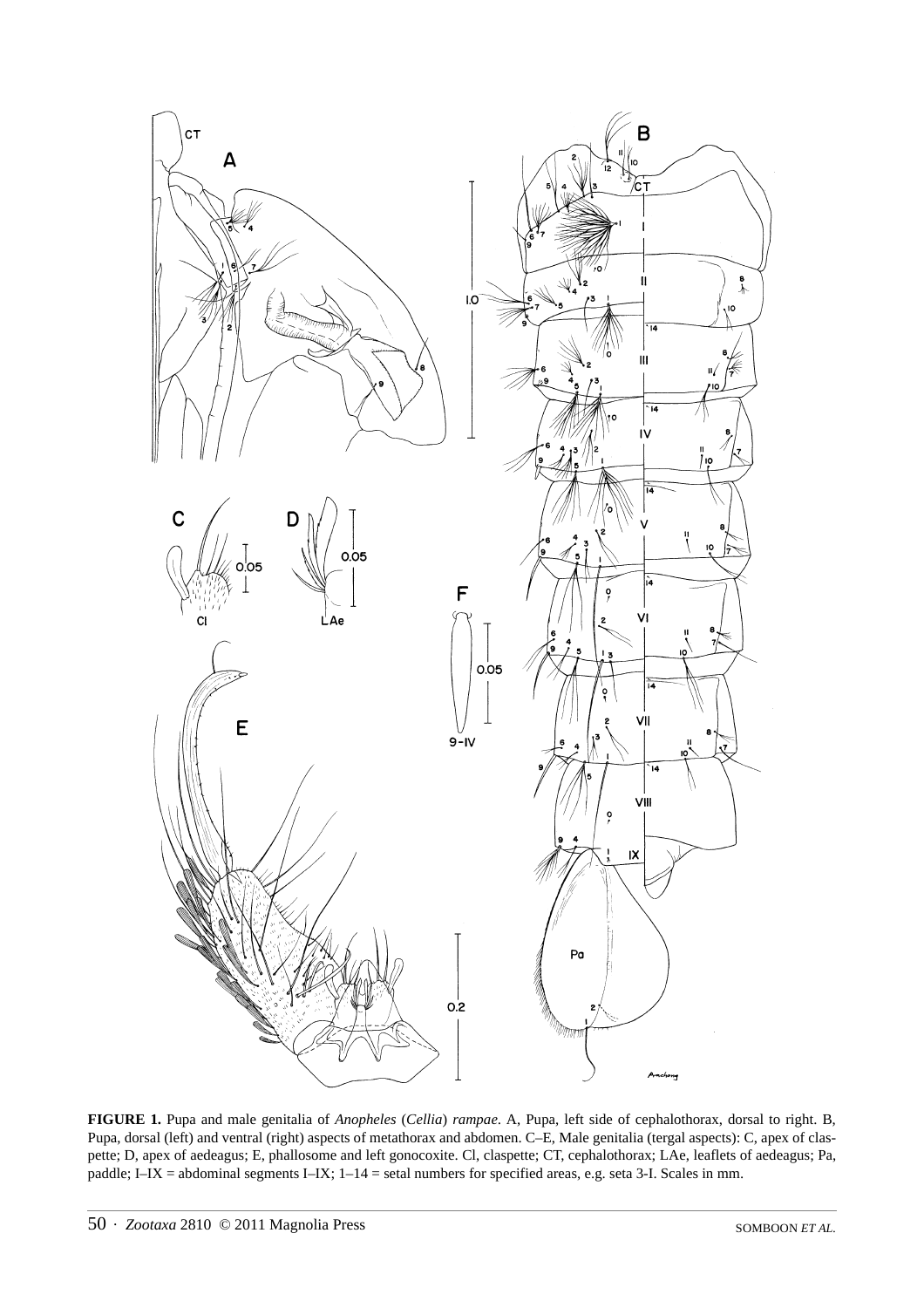**FIGURE 1.** Pupa and male genitalia of *Anopheles* (*Cellia*) *rampae*. A, Pupa, left side of cephalothorax, dorsal to right. B, Pupa, dorsal (left) and ventral (right) aspects of metathorax and abdomen. C–E, Male genitalia (tergal aspects): C, apex of claspette; D, apex of aedeagus; E, phallosome and left gonocoxite. Cl, claspette; CT, cephalothorax; LAe, leaflets of aedeagus; Pa, paddle; I–IX = abdominal segments I–IX; 1–14 = setal numbers for specified areas, e.g. seta 3-I. Scales in mm.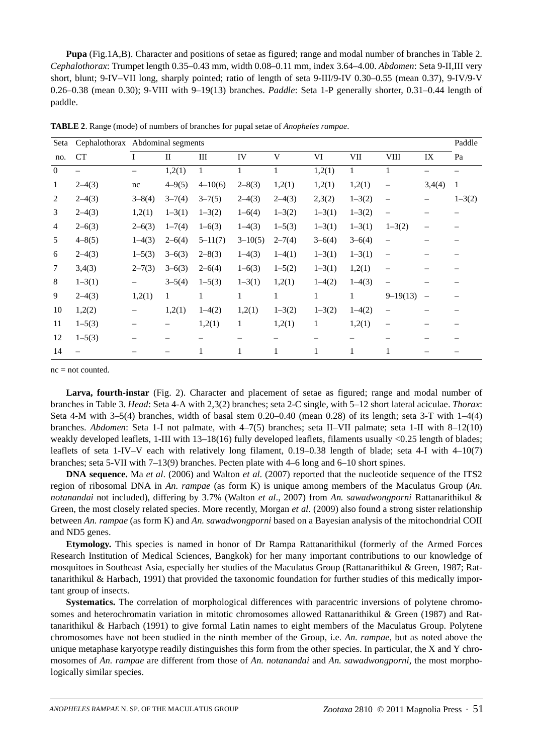**Pupa** (Fig.1A,B). Character and positions of setae as figured; range and modal number of branches in Table 2. *Cephalothorax*: Trumpet length 0.35–0.43 mm, width 0.08–0.11 mm, index 3.64–4.00. *Abdomen*: Seta 9-II,III very short, blunt; 9-IV–VII long, sharply pointed; ratio of length of seta 9-III/9-IV 0.30–0.55 (mean 0.37), 9-IV/9-V 0.26–0.38 (mean 0.30); 9-VIII with 9–19(13) branches. *Paddle*: Seta 1-P generally shorter, 0.31–0.44 length of paddle.

**TABLE 2**. Range (mode) of numbers of branches for pupal setae of *Anopheles rampae*.

| Seta | Cephalothorax | Abdominal segments | | | | | | | | | Paddle |
|---|---|---|---|---|---|---|---|---|---|---|---|
| no. | CT | I | II | III | IV | V | VI | VII | VIII | IX | Pa |
| 0 | – | – | 1,2(1) | 1 | 1 | 1 | 1,2(1) | 1 | 1 | – | – |
| 1 | 2–4(3) | nc | 4–9(5) | 4–10(6) | 2–8(3) | 1,2(1) | 1,2(1) | 1,2(1) | – | 3,4(4) | 1 |
| 2 | 2–4(3) | 3–8(4) | 3–7(4) | 3–7(5) | 2–4(3) | 2–4(3) | 2,3(2) | 1–3(2) | – | – | 1–3(2) |
| 3 | 2–4(3) | 1,2(1) | 1–3(1) | 1–3(2) | 1–6(4) | 1–3(2) | 1–3(1) | 1–3(2) | – | – | – |
| 4 | 2–6(3) | 2–6(3) | 1–7(4) | 1–6(3) | 1–4(3) | 1–5(3) | 1–3(1) | 1–3(1) | 1–3(2) | – | – |
| 5 | 4–8(5) | 1–4(3) | 2–6(4) | 5–11(7) | 3–10(5) | 2–7(4) | 3–6(4) | 3–6(4) | – | – | – |
| 6 | 2–4(3) | 1–5(3) | 3–6(3) | 2–8(3) | 1–4(3) | 1–4(1) | 1–3(1) | 1–3(1) | – | – | – |
| 7 | 3,4(3) | 2–7(3) | 3–6(3) | 2–6(4) | 1–6(3) | 1–5(2) | 1–3(1) | 1,2(1) | – | – | – |
| 8 | 1–3(1) | – | 3–5(4) | 1–5(3) | 1–3(1) | 1,2(1) | 1–4(2) | 1–4(3) | – | – | – |
| 9 | 2–4(3) | 1,2(1) | 1 | 1 | 1 | 1 | 1 | 1 | 9–19(13) | – | – |
| 10 | 1,2(2) | – | 1,2(1) | 1–4(2) | 1,2(1) | 1–3(2) | 1–3(2) | 1–4(2) | – | – | – |
| 11 | 1–5(3) | – | – | 1,2(1) | 1 | 1,2(1) | 1 | 1,2(1) | – | – | – |
| 12 | 1–5(3) | – | – | – | – | – | – | – | – | – | – |
| 14 | – | – | – | 1 | 1 | 1 | 1 | 1 | 1 | – | – |

nc = not counted.

**Larva, fourth-instar** (Fig. 2). Character and placement of setae as figured; range and modal number of branches in Table 3. *Head*: Seta 4-A with 2,3(2) branches; seta 2-C single, with 5–12 short lateral aciculae. *Thorax*: Seta 4-M with 3–5(4) branches, width of basal stem 0.20–0.40 (mean 0.28) of its length; seta 3-T with 1–4(4) branches. *Abdomen*: Seta 1-I not palmate, with 4–7(5) branches; seta II–VII palmate; seta 1-II with 8–12(10) weakly developed leaflets, 1-III with 13–18(16) fully developed leaflets, filaments usually <0.25 length of blades; leaflets of seta 1-IV–V each with relatively long filament, 0.19–0.38 length of blade; seta 4-I with 4–10(7) branches; seta 5-VII with 7–13(9) branches. Pecten plate with 4–6 long and 6–10 short spines.

**DNA sequence.** Ma *et al*. (2006) and Walton *et al*. (2007) reported that the nucleotide sequence of the ITS2 region of ribosomal DNA in *An. rampae* (as form K) is unique among members of the Maculatus Group (*An. notanandai* not included), differing by 3.7% (Walton *et al*., 2007) from *An. sawadwongporni* Rattanarithikul & Green, the most closely related species. More recently, Morgan *et al*. (2009) also found a strong sister relationship between *An. rampae* (as form K) and *An. sawadwongporni* based on a Bayesian analysis of the mitochondrial COII and ND5 genes.

**Etymology.** This species is named in honor of Dr Rampa Rattanarithikul (formerly of the Armed Forces Research Institution of Medical Sciences, Bangkok) for her many important contributions to our knowledge of mosquitoes in Southeast Asia, especially her studies of the Maculatus Group (Rattanarithikul & Green, 1987; Rattanarithikul & Harbach, 1991) that provided the taxonomic foundation for further studies of this medically important group of insects.

**Systematics.** The correlation of morphological differences with paracentric inversions of polytene chromosomes and heterochromatin variation in mitotic chromosomes allowed Rattanarithikul & Green (1987) and Rattanarithikul & Harbach (1991) to give formal Latin names to eight members of the Maculatus Group. Polytene chromosomes have not been studied in the ninth member of the Group, i.e. *An. rampae*, but as noted above the unique metaphase karyotype readily distinguishes this form from the other species. In particular, the X and Y chromosomes of *An. rampae* are different from those of *An. notanandai* and *An. sawadwongporni*, the most morphologically similar species.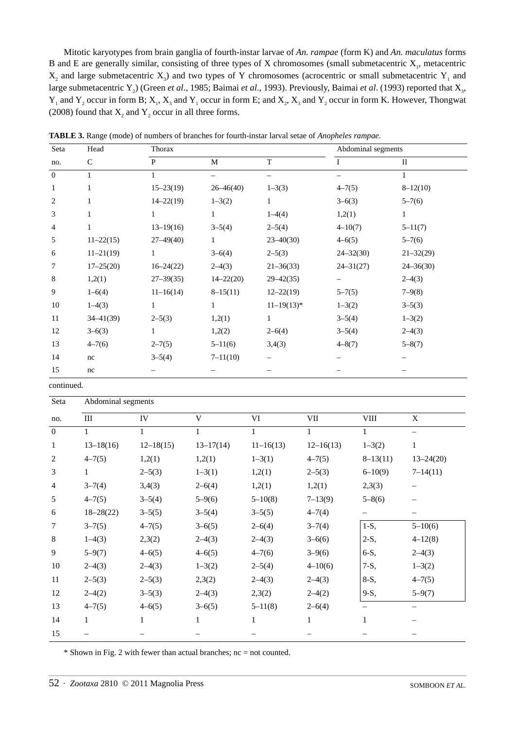Mitotic karyotypes from brain ganglia of fourth-instar larvae of *An. rampae* (form K) and *An. maculatus* forms B and E are generally similar, consisting of three types of X chromosomes (small submetacentric $X_1$, metacentric $X_2$ and large submetacentric $X_3$) and two types of Y chromosomes (acrocentric or small submetacentric $Y_1$ and large submetacentric $Y_2$) (Green *et al*., 1985; Baimai *et al*., 1993). Previously, Baimai *et al*. (1993) reported that $X_3$, $Y_1$ and $Y_2$ occur in form B; $X_1$, $X_3$ and $Y_1$ occur in form E; and $X_2$, $X_3$ and $Y_2$ occur in form K. However, Thongwat (2008) found that $X_2$ and $Y_2$ occur in all three forms.

**TABLE 3.** Range (mode) of numbers of branches for fourth-instar larval setae of *Anopheles rampae*.

| Seta | Head | Thorax | | | Abdominal segments | |
|---|---|---|---|---|---|---|
| no. | C | P | M | T | I | II |
| 0 | 1 | 1 | – | – | – | 1 |
| 1 | 1 | 15–23(19) | 26–46(40) | 1–3(3) | 4–7(5) | 8–12(10) |
| 2 | 1 | 14–22(19) | 1–3(2) | 1 | 3–6(3) | 5–7(6) |
| 3 | 1 | 1 | 1 | 1–4(4) | 1,2(1) | 1 |
| 4 | 1 | 13–19(16) | 3–5(4) | 2–5(4) | 4–10(7) | 5–11(7) |
| 5 | 11–22(15) | 27–49(40) | 1 | 23–40(30) | 4–6(5) | 5–7(6) |
| 6 | 11–21(19) | 1 | 3–6(4) | 2–5(3) | 24–32(30) | 21–32(29) |
| 7 | 17–25(20) | 16–24(22) | 2–4(3) | 21–36(33) | 24–31(27) | 24–36(30) |
| 8 | 1,2(1) | 27–39(35) | 14–22(20) | 29–42(35) | – | 2–4(3) |
| 9 | 1–6(4) | 11–16(14) | 8–15(11) | 12–22(19) | 5–7(5) | 7–9(8) |
| 10 | 1–4(3) | 1 | 1 | 11–19(13)* | 1–3(2) | 3–5(3) |
| 11 | 34–41(39) | 2–5(3) | 1,2(1) | 1 | 3–5(4) | 1–3(2) |
| 12 | 3–6(3) | 1 | 1,2(2) | 2–6(4) | 3–5(4) | 2–4(3) |
| 13 | 4–7(6) | 2–7(5) | 5–11(6) | 3,4(3) | 4–8(7) | 5–8(7) |
| 14 | nc | 3–5(4) | 7–11(10) | – | – | – |
| 15 | nc | – | – | – | – | – |

continued.

| Seta | Abdominal segments | | | | | | |
|---|---|---|---|---|---|---|---|
| no. | III | IV | V | VI | VII | VIII | X |
| 0 | 1 | 1 | 1 | 1 | 1 | 1 | – |
| 1 | 13–18(16) | 12–18(15) | 13–17(14) | 11–16(13) | 12–16(13) | 1–3(2) | 1 |
| 2 | 4–7(5) | 1,2(1) | 1,2(1) | 1–3(1) | 4–7(5) | 8–13(11) | 13–24(20) |
| 3 | 1 | 2–5(3) | 1–3(1) | 1,2(1) | 2–5(3) | 6–10(9) | 7–14(11) |
| 4 | 3–7(4) | 3,4(3) | 2–6(4) | 1,2(1) | 1,2(1) | 2,3(3) | – |
| 5 | 4–7(5) | 3–5(4) | 5–9(6) | 5–10(8) | 7–13(9) | 5–8(6) | – |
| 6 | 18–28(22) | 3–5(5) | 3–5(4) | 3–5(5) | 4–7(4) | – | – |
| 7 | 3–7(5) | 4–7(5) | 3–6(5) | 2–6(4) | 3–7(4) | 1-S, | 5–10(6) |
| 8 | 1–4(3) | 2,3(2) | 2–4(3) | 2–4(3) | 3–6(6) | 2-S, | 4–12(8) |
| 9 | 5–9(7) | 4–6(5) | 4–6(5) | 4–7(6) | 3–9(6) | 6-S, | 2–4(3) |
| 10 | 2–4(3) | 2–4(3) | 1–3(2) | 2–5(4) | 4–10(6) | 7-S, | 1–3(2) |
| 11 | 2–5(3) | 2–5(3) | 2,3(2) | 2–4(3) | 2–4(3) | 8-S, | 4–7(5) |
| 12 | 2–4(2) | 3–5(3) | 2–4(3) | 2,3(2) | 2–4(2) | 9-S, | 5–9(7) |
| 13 | 4–7(5) | 4–6(5) | 3–6(5) | 5–11(8) | 2–6(4) | – | – |
| 14 | 1 | 1 | 1 | 1 | 1 | 1 | – |
| 15 | – | – | – | – | – | – | – |

\* Shown in Fig. 2 with fewer than actual branches; nc = not counted.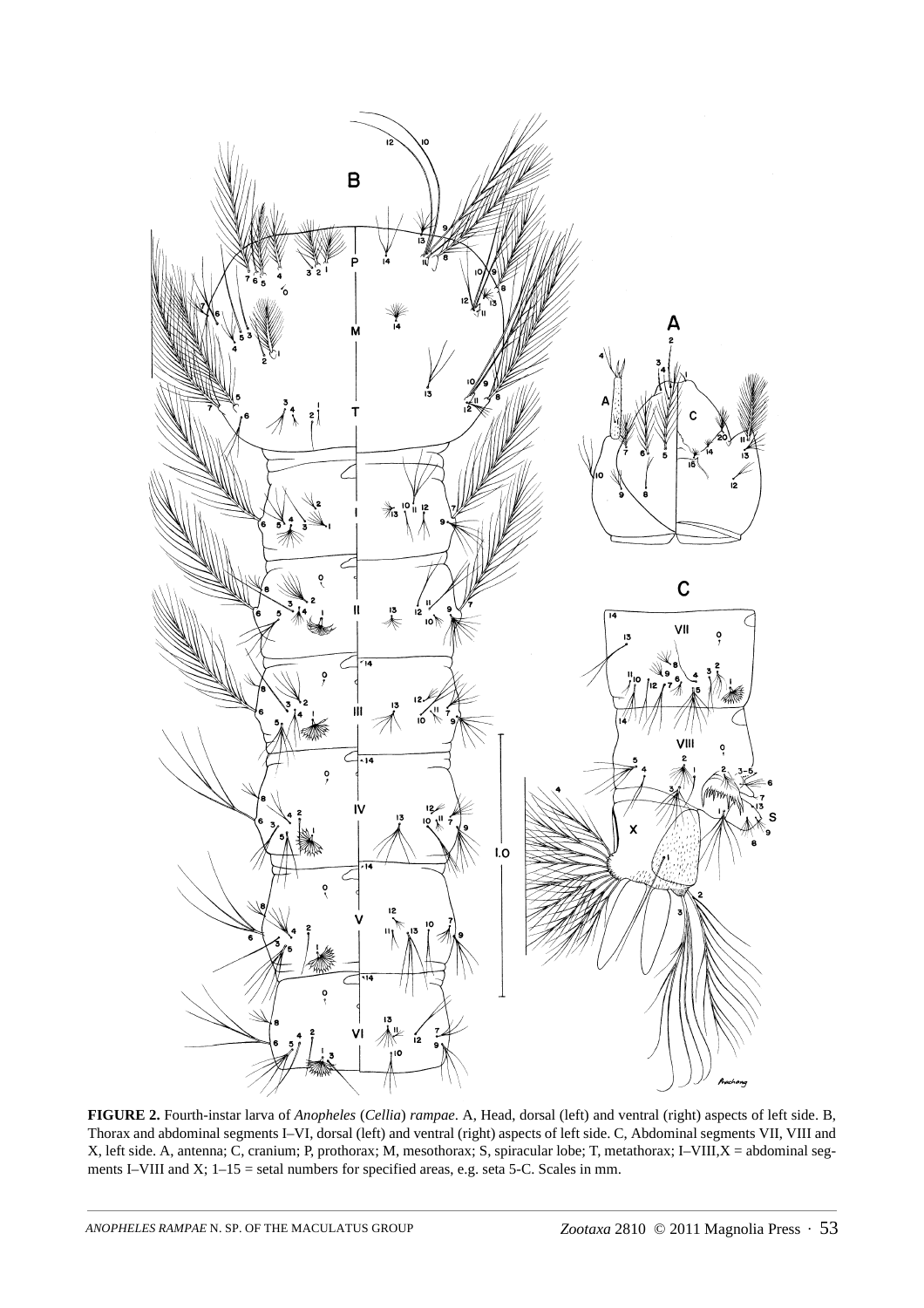**FIGURE 2.** Fourth-instar larva of *Anopheles* (*Cellia*) *rampae*. A, Head, dorsal (left) and ventral (right) aspects of left side. B, Thorax and abdominal segments I–VI, dorsal (left) and ventral (right) aspects of left side. C, Abdominal segments VII, VIII and X, left side. A, antenna; C, cranium; P, prothorax; M, mesothorax; S, spiracular lobe; T, metathorax; I–VIII,X = abdominal segments I–VIII and X; 1–15 = setal numbers for specified areas, e.g. seta 5-C. Scales in mm.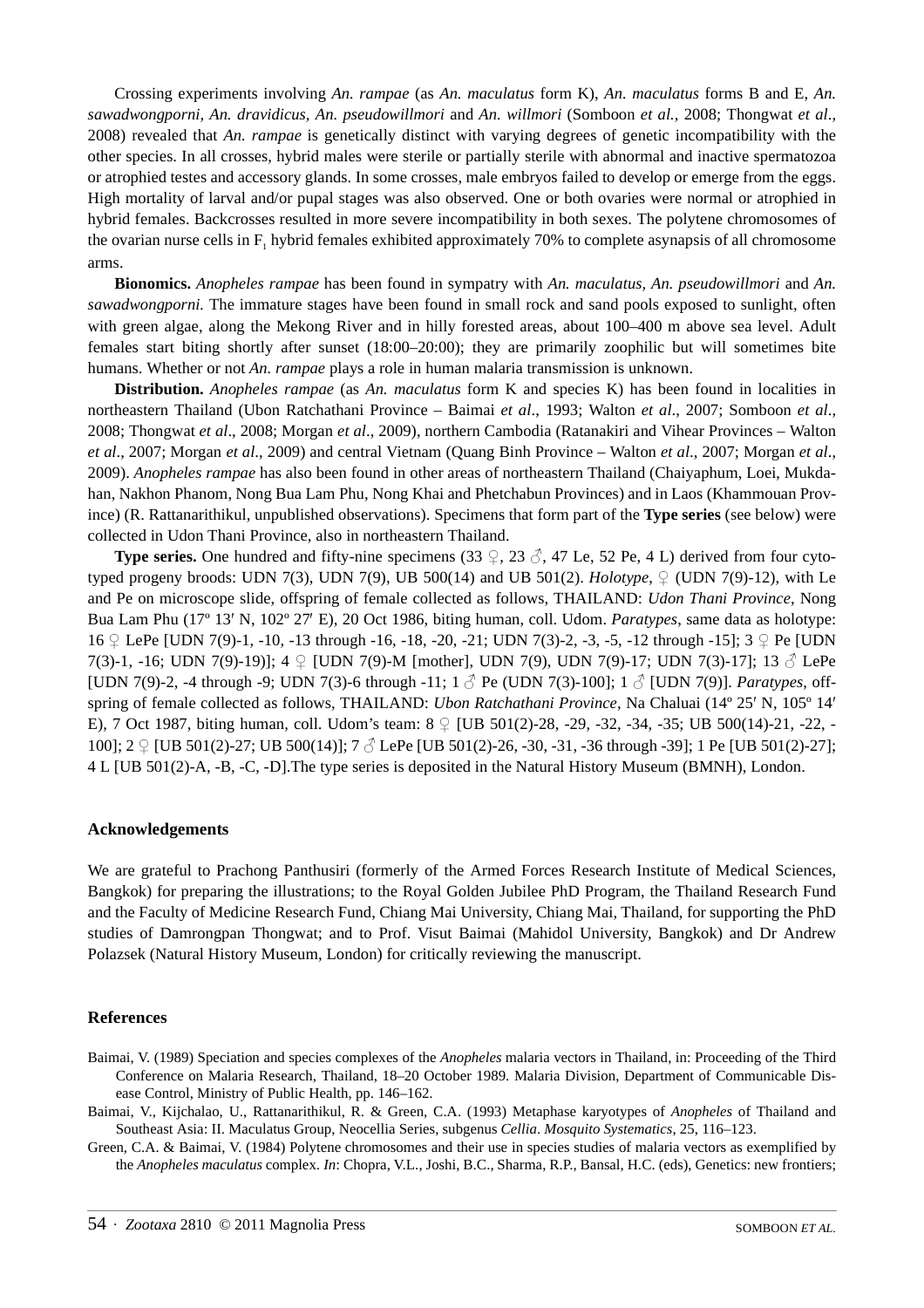Crossing experiments involving *An. rampae* (as *An. maculatus* form K), *An. maculatus* forms B and E, *An. sawadwongporni*, *An. dravidicus*, *An. pseudowillmori* and *An. willmori* (Somboon *et al.*, 2008; Thongwat *et al*., 2008) revealed that *An. rampae* is genetically distinct with varying degrees of genetic incompatibility with the other species. In all crosses, hybrid males were sterile or partially sterile with abnormal and inactive spermatozoa or atrophied testes and accessory glands. In some crosses, male embryos failed to develop or emerge from the eggs. High mortality of larval and/or pupal stages was also observed. One or both ovaries were normal or atrophied in hybrid females. Backcrosses resulted in more severe incompatibility in both sexes. The polytene chromosomes of the ovarian nurse cells in $F_1$ hybrid females exhibited approximately 70% to complete asynapsis of all chromosome arms.

**Bionomics.** *Anopheles rampae* has been found in sympatry with *An. maculatus, An. pseudowillmori* and *An. sawadwongporni.* The immature stages have been found in small rock and sand pools exposed to sunlight, often with green algae, along the Mekong River and in hilly forested areas, about 100–400 m above sea level. Adult females start biting shortly after sunset (18:00–20:00); they are primarily zoophilic but will sometimes bite humans. Whether or not *An. rampae* plays a role in human malaria transmission is unknown.

**Distribution.** *Anopheles rampae* (as *An. maculatus* form K and species K) has been found in localities in northeastern Thailand (Ubon Ratchathani Province – Baimai *et al*., 1993; Walton *et al*., 2007; Somboon *et al*., 2008; Thongwat *et al*., 2008; Morgan *et al*., 2009), northern Cambodia (Ratanakiri and Vihear Provinces – Walton *et al*., 2007; Morgan *et al*., 2009) and central Vietnam (Quang Binh Province – Walton *et al*., 2007; Morgan *et al*., 2009). *Anopheles rampae* has also been found in other areas of northeastern Thailand (Chaiyaphum, Loei, Mukdahan, Nakhon Phanom, Nong Bua Lam Phu, Nong Khai and Phetchabun Provinces) and in Laos (Khammouan Province) (R. Rattanarithikul, unpublished observations). Specimens that form part of the **Type series** (see below) were collected in Udon Thani Province, also in northeastern Thailand.

**Type series.** One hundred and fifty-nine specimens (33 ♀, 23 ♂, 47 Le, 52 Pe, 4 L) derived from four cytotyped progeny broods: UDN 7(3), UDN 7(9), UB 500(14) and UB 501(2). *Holotype*, ♀ (UDN 7(9)-12), with Le and Pe on microscope slide, offspring of female collected as follows, THAILAND: *Udon Thani Province*, Nong Bua Lam Phu (17º 13′ N, 102º 27′ E), 20 Oct 1986, biting human, coll. Udom. *Paratypes*, same data as holotype: 16 ♀ LePe [UDN 7(9)-1, -10, -13 through -16, -18, -20, -21; UDN 7(3)-2, -3, -5, -12 through -15]; 3 ♀ Pe [UDN 7(3)-1, -16; UDN 7(9)-19)]; 4 ♀ [UDN 7(9)-M [mother], UDN 7(9), UDN 7(9)-17; UDN 7(3)-17]; 13 ♂ LePe [UDN 7(9)-2, -4 through -9; UDN 7(3)-6 through -11; 1 ♂ Pe (UDN 7(3)-100]; 1 ♂ [UDN 7(9)]. *Paratypes*, offspring of female collected as follows, THAILAND: *Ubon Ratchathani Province*, Na Chaluai (14º 25′ N, 105º 14′ E), 7 Oct 1987, biting human, coll. Udom's team: 8 ♀ [UB 501(2)-28, -29, -32, -34, -35; UB 500(14)-21, -22, -100]; 2 ♀ [UB 501(2)-27; UB 500(14)]; 7 ♂ LePe [UB 501(2)-26, -30, -31, -36 through -39]; 1 Pe [UB 501(2)-27]; 4 L [UB 501(2)-A, -B, -C, -D].The type series is deposited in the Natural History Museum (BMNH), London.

## Acknowledgements

We are grateful to Prachong Panthusiri (formerly of the Armed Forces Research Institute of Medical Sciences, Bangkok) for preparing the illustrations; to the Royal Golden Jubilee PhD Program, the Thailand Research Fund and the Faculty of Medicine Research Fund, Chiang Mai University, Chiang Mai, Thailand, for supporting the PhD studies of Damrongpan Thongwat; and to Prof. Visut Baimai (Mahidol University, Bangkok) and Dr Andrew Polazsek (Natural History Museum, London) for critically reviewing the manuscript.

## References

Baimai, V. (1989) Speciation and species complexes of the *Anopheles* malaria vectors in Thailand, in: Proceeding of the Third Conference on Malaria Research, Thailand, 18–20 October 1989. Malaria Division, Department of Communicable Disease Control, Ministry of Public Health, pp. 146–162.

Baimai, V., Kijchalao, U., Rattanarithikul, R. & Green, C.A. (1993) Metaphase karyotypes of *Anopheles* of Thailand and Southeast Asia: II. Maculatus Group, Neocellia Series, subgenus *Cellia*. *Mosquito Systematics*, 25, 116–123.

Green, C.A. & Baimai, V. (1984) Polytene chromosomes and their use in species studies of malaria vectors as exemplified by the *Anopheles maculatus* complex. *In*: Chopra, V.L., Joshi, B.C., Sharma, R.P., Bansal, H.C. (eds), Genetics: new frontiers;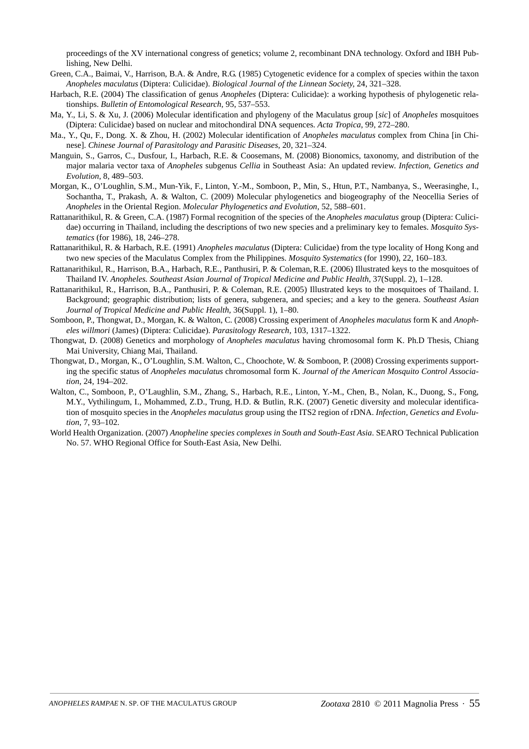proceedings of the XV international congress of genetics; volume 2, recombinant DNA technology. Oxford and IBH Publishing, New Delhi.

Green, C.A., Baimai, V., Harrison, B.A. & Andre, R.G. (1985) Cytogenetic evidence for a complex of species within the taxon *Anopheles maculatus* (Diptera: Culicidae). *Biological Journal of the Linnean Society*, 24, 321–328.

Harbach, R.E. (2004) The classification of genus *Anopheles* (Diptera: Culicidae): a working hypothesis of phylogenetic relationships. *Bulletin of Entomological Research*, 95, 537–553.

Ma, Y., Li, S. & Xu, J. (2006) Molecular identification and phylogeny of the Maculatus group [*sic*] of *Anopheles* mosquitoes (Diptera: Culicidae) based on nuclear and mitochondiral DNA sequences. *Acta Tropica*, 99, 272–280.

Ma., Y., Qu, F., Dong. X. & Zhou, H. (2002) Molecular identification of *Anopheles maculatus* complex from China [in Chinese]. *Chinese Journal of Parasitology and Parasitic Diseases*, 20, 321–324.

Manguin, S., Garros, C., Dusfour, I., Harbach, R.E. & Coosemans, M. (2008) Bionomics, taxonomy, and distribution of the major malaria vector taxa of *Anopheles* subgenus *Cellia* in Southeast Asia: An updated review. *Infection, Genetics and Evolution*, 8, 489–503.

Morgan, K., O'Loughlin, S.M., Mun-Yik, F., Linton, Y.-M., Somboon, P., Min, S., Htun, P.T., Nambanya, S., Weerasinghe, I., Sochantha, T., Prakash, A. & Walton, C. (2009) Molecular phylogenetics and biogeography of the Neocellia Series of *Anopheles* in the Oriental Region. *Molecular Phylogenetics and Evolution*, 52, 588–601.

Rattanarithikul, R. & Green, C.A. (1987) Formal recognition of the species of the *Anopheles maculatus* group (Diptera: Culicidae) occurring in Thailand, including the descriptions of two new species and a preliminary key to females. *Mosquito Systematics* (for 1986), 18, 246–278.

Rattanarithikul, R. & Harbach, R.E. (1991) *Anopheles maculatus* (Diptera: Culicidae) from the type locality of Hong Kong and two new species of the Maculatus Complex from the Philippines. *Mosquito Systematics* (for 1990), 22, 160–183.

Rattanarithikul, R., Harrison, B.A., Harbach, R.E., Panthusiri, P. & Coleman, R.E. (2006) Illustrated keys to the mosquitoes of Thailand IV. *Anopheles. Southeast Asian Journal of Tropical Medicine and Public Health*, 37(Suppl. 2), 1–128.

Rattanarithikul, R., Harrison, B.A., Panthusiri, P. & Coleman, R.E. (2005) Illustrated keys to the mosquitoes of Thailand. I. Background; geographic distribution; lists of genera, subgenera, and species; and a key to the genera. *Southeast Asian Journal of Tropical Medicine and Public Health*, 36(Suppl. 1), 1–80.

Somboon, P., Thongwat, D., Morgan, K. & Walton, C. (2008) Crossing experiment of *Anopheles maculatus* form K and *Anopheles willmori* (James) (Diptera: Culicidae). *Parasitology Research*, 103, 1317–1322.

Thongwat, D. (2008) Genetics and morphology of *Anopheles maculatus* having chromosomal form K. Ph.D Thesis, Chiang Mai University, Chiang Mai, Thailand.

Thongwat, D., Morgan, K., O'Loughlin, S.M. Walton, C., Choochote, W. & Somboon, P. (2008) Crossing experiments supporting the specific status of *Anopheles maculatus* chromosomal form K. *Journal of the American Mosquito Control Association*, 24, 194–202.

Walton, C., Somboon, P., O'Laughlin, S.M., Zhang, S., Harbach, R.E., Linton, Y.-M., Chen, B., Nolan, K., Duong, S., Fong, M.Y., Vythilingum, I., Mohammed, Z.D., Trung, H.D. & Butlin, R.K. (2007) Genetic diversity and molecular identification of mosquito species in the *Anopheles maculatus* group using the ITS2 region of rDNA. *Infection, Genetics and Evolution*, 7, 93–102.

World Health Organization. (2007) *Anopheline species complexes in South and South-East Asia*. SEARO Technical Publication No. 57. WHO Regional Office for South-East Asia, New Delhi.